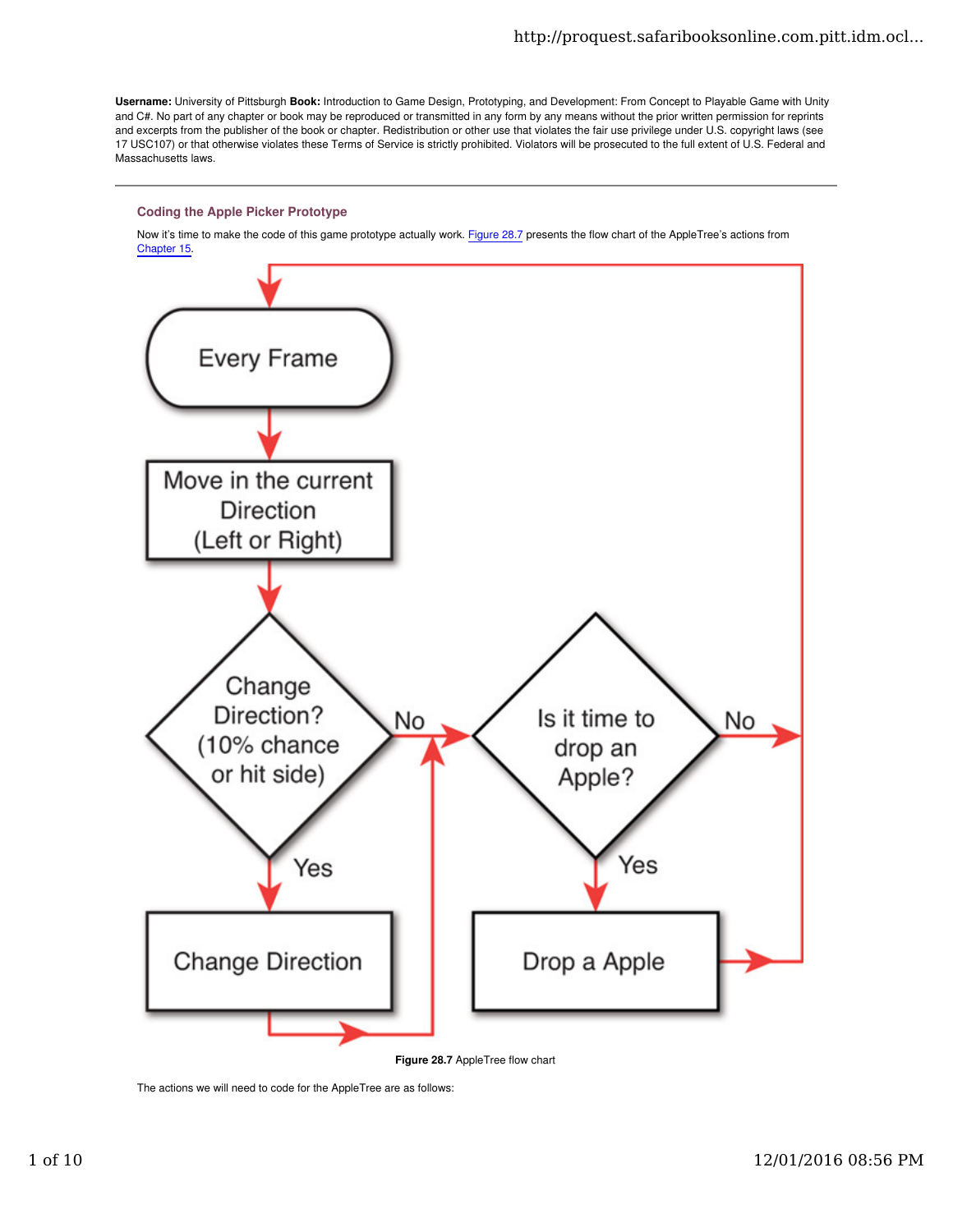**Username:** University of Pittsburgh **Book:** Introduction to Game Design, Prototyping, and Development: From Concept to Playable Game with Unity and C#. No part of any chapter or book may be reproduced or transmitted in any form by any means without the prior written permission for reprints and excerpts from the publisher of the book or chapter. Redistribution or other use that violates the fair use privilege under U.S. copyright laws (see 17 USC107) or that otherwise violates these Terms of Service is strictly prohibited. Violators will be prosecuted to the full extent of U.S. Federal and Massachusetts laws.

---

### Coding the Apple Picker Prototype

Now it's time to make the code of this game prototype actually work. Figure 28.7 presents the flow chart of the AppleTree's actions from Chapter 15.

**Figure 28.7** AppleTree flow chart

The actions we will need to code for the AppleTree are as follows: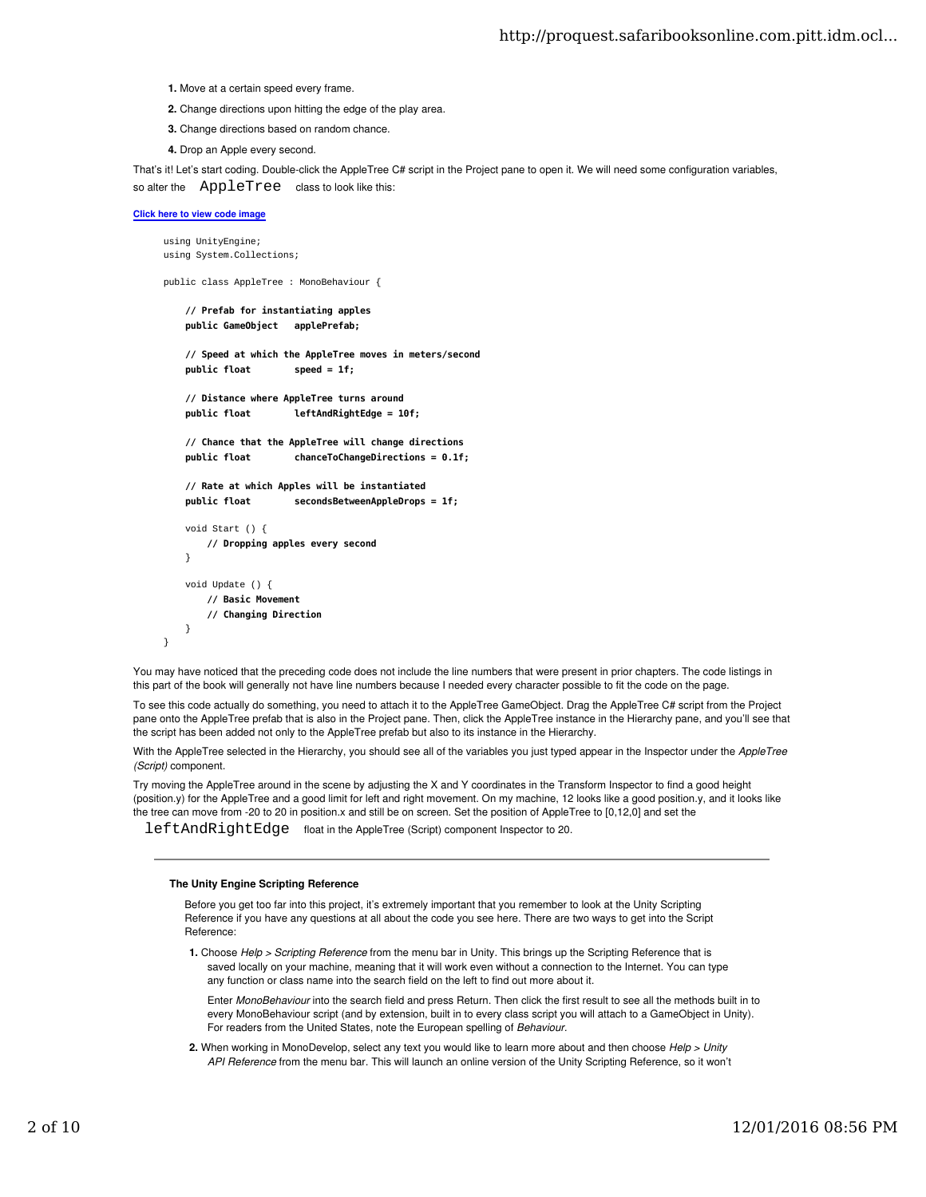1. Move at a certain speed every frame.
2. Change directions upon hitting the edge of the play area.
3. Change directions based on random chance.
4. Drop an Apple every second.

That's it! Let's start coding. Double-click the AppleTree C# script in the Project pane to open it. We will need some configuration variables, so alter the `AppleTree` class to look like this:

Click here to view code image

```
using UnityEngine;
using System.Collections;

public class AppleTree : MonoBehaviour {

    // Prefab for instantiating apples
    public GameObject   applePrefab;

    // Speed at which the AppleTree moves in meters/second
    public float        speed = 1f;

    // Distance where AppleTree turns around
    public float        leftAndRightEdge = 10f;

    // Chance that the AppleTree will change directions
    public float        chanceToChangeDirections = 0.1f;

    // Rate at which Apples will be instantiated
    public float        secondsBetweenAppleDrops = 1f;

    void Start () {
        // Dropping apples every second
    }

    void Update () {
        // Basic Movement
        // Changing Direction
    }
}
```

You may have noticed that the preceding code does not include the line numbers that were present in prior chapters. The code listings in this part of the book will generally not have line numbers because I needed every character possible to fit the code on the page.

To see this code actually do something, you need to attach it to the AppleTree GameObject. Drag the AppleTree C# script from the Project pane onto the AppleTree prefab that is also in the Project pane. Then, click the AppleTree instance in the Hierarchy pane, and you'll see that the script has been added not only to the AppleTree prefab but also to its instance in the Hierarchy.

With the AppleTree selected in the Hierarchy, you should see all of the variables you just typed appear in the Inspector under the *AppleTree (Script)* component.

Try moving the AppleTree around in the scene by adjusting the X and Y coordinates in the Transform Inspector to find a good height (position.y) for the AppleTree and a good limit for left and right movement. On my machine, 12 looks like a good position.y, and it looks like the tree can move from -20 to 20 in position.x and still be on screen. Set the position of AppleTree to [0,12,0] and set the `leftAndRightEdge` float in the AppleTree (Script) component Inspector to 20.

---

**The Unity Engine Scripting Reference**

Before you get too far into this project, it's extremely important that you remember to look at the Unity Scripting Reference if you have any questions at all about the code you see here. There are two ways to get into the Script Reference:

1. Choose *Help > Scripting Reference* from the menu bar in Unity. This brings up the Scripting Reference that is saved locally on your machine, meaning that it will work even without a connection to the Internet. You can type any function or class name into the search field on the left to find out more about it.

   Enter *MonoBehaviour* into the search field and press Return. Then click the first result to see all the methods built in to every MonoBehaviour script (and by extension, built in to every class script you will attach to a GameObject in Unity). For readers from the United States, note the European spelling of *Behaviour*.

2. When working in MonoDevelop, select any text you would like to learn more about and then choose *Help > Unity API Reference* from the menu bar. This will launch an online version of the Unity Scripting Reference, so it won't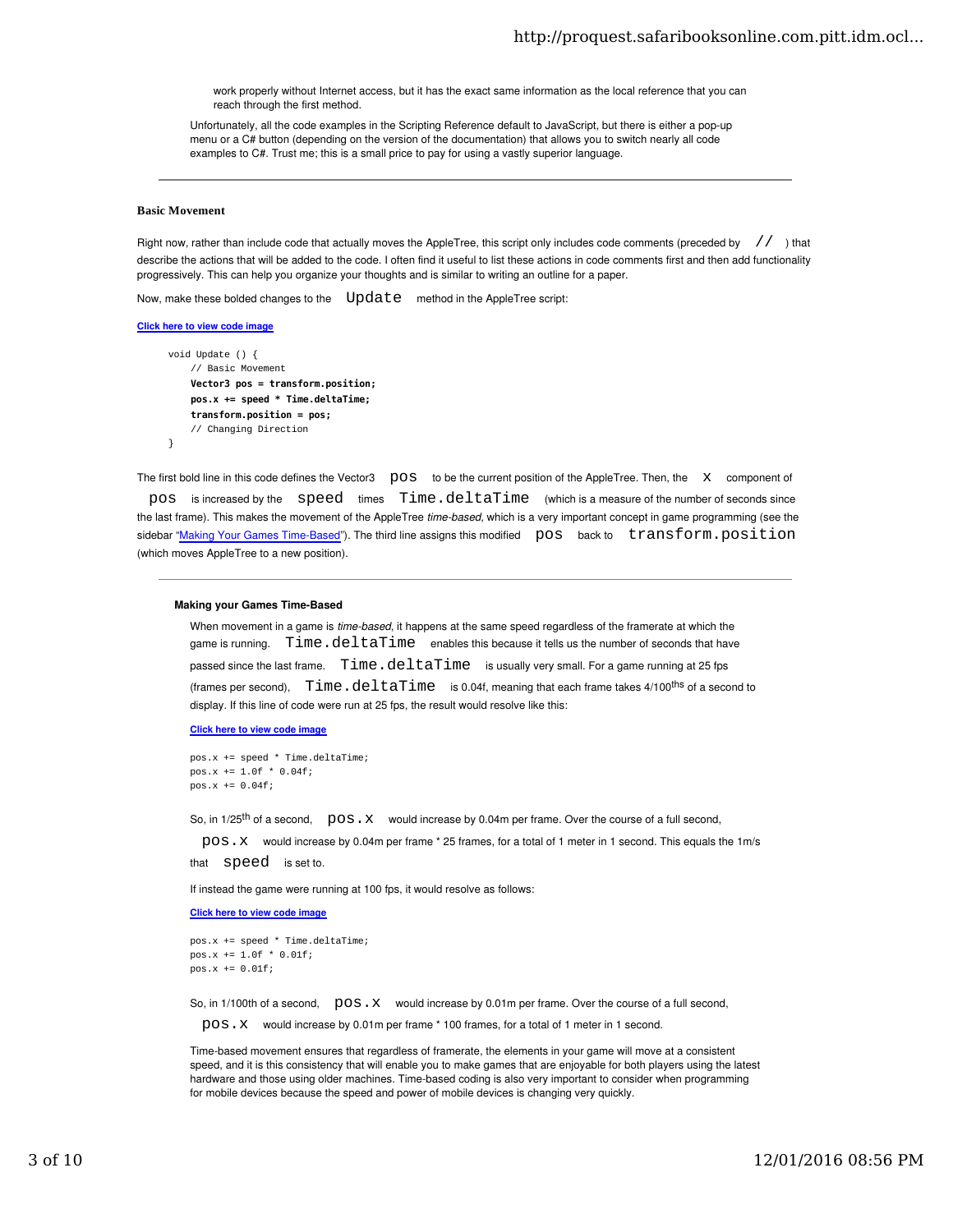work properly without Internet access, but it has the exact same information as the local reference that you can reach through the first method.

Unfortunately, all the code examples in the Scripting Reference default to JavaScript, but there is either a pop-up menu or a C# button (depending on the version of the documentation) that allows you to switch nearly all code examples to C#. Trust me; this is a small price to pay for using a vastly superior language.

---

### Basic Movement

Right now, rather than include code that actually moves the AppleTree, this script only includes code comments (preceded by `//`) that describe the actions that will be added to the code. I often find it useful to list these actions in code comments first and then add functionality progressively. This can help you organize your thoughts and is similar to writing an outline for a paper.

Now, make these bolded changes to the `Update` method in the AppleTree script:

Click here to view code image

```
void Update () {
    // Basic Movement
    Vector3 pos = transform.position;
    pos.x += speed * Time.deltaTime;
    transform.position = pos;
    // Changing Direction
}
```

The first bold line in this code defines the Vector3 `pos` to be the current position of the AppleTree. Then, the `x` component of `pos` is increased by the `speed` times `Time.deltaTime` (which is a measure of the number of seconds since the last frame). This makes the movement of the AppleTree *time-based*, which is a very important concept in game programming (see the sidebar "Making Your Games Time-Based"). The third line assigns this modified `pos` back to `transform.position` (which moves AppleTree to a new position).

---

#### Making your Games Time-Based

When movement in a game is *time-based*, it happens at the same speed regardless of the framerate at which the game is running. `Time.deltaTime` enables this because it tells us the number of seconds that have passed since the last frame. `Time.deltaTime` is usually very small. For a game running at 25 fps (frames per second), `Time.deltaTime` is 0.04f, meaning that each frame takes 4/100ths of a second to display. If this line of code were run at 25 fps, the result would resolve like this:

Click here to view code image

```
pos.x += speed * Time.deltaTime;
pos.x += 1.0f * 0.04f;
pos.x += 0.04f;
```

So, in 1/25th of a second, `pos.x` would increase by 0.04m per frame. Over the course of a full second, `pos.x` would increase by 0.04m per frame * 25 frames, for a total of 1 meter in 1 second. This equals the 1m/s that `speed` is set to.

If instead the game were running at 100 fps, it would resolve as follows:

Click here to view code image

```
pos.x += speed * Time.deltaTime;
pos.x += 1.0f * 0.01f;
pos.x += 0.01f;
```

So, in 1/100th of a second, `pos.x` would increase by 0.01m per frame. Over the course of a full second, `pos.x` would increase by 0.01m per frame * 100 frames, for a total of 1 meter in 1 second.

Time-based movement ensures that regardless of framerate, the elements in your game will move at a consistent speed, and it is this consistency that will enable you to make games that are enjoyable for both players using the latest hardware and those using older machines. Time-based coding is also very important to consider when programming for mobile devices because the speed and power of mobile devices is changing very quickly.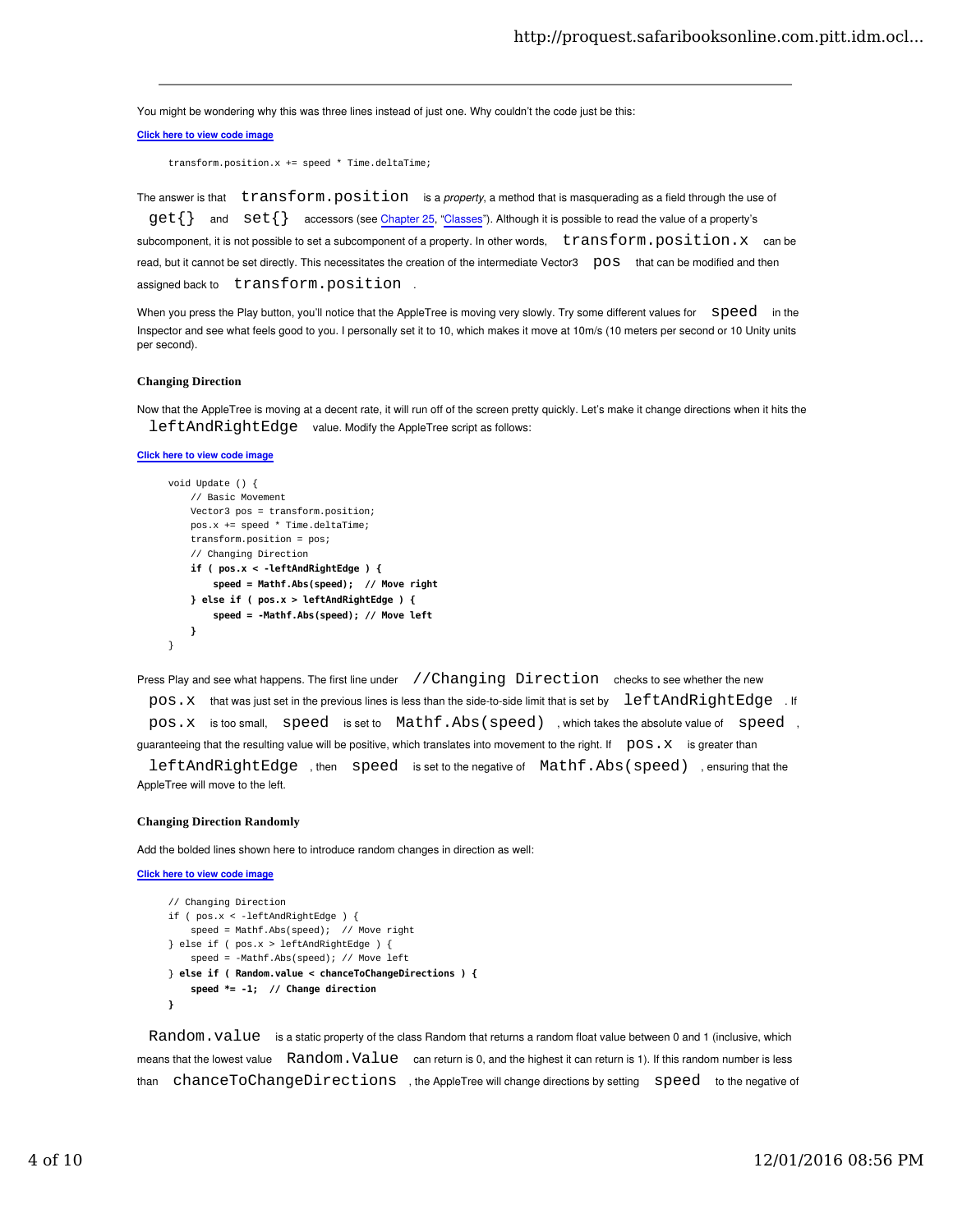You might be wondering why this was three lines instead of just one. Why couldn't the code just be this:

Click here to view code image

```
transform.position.x += speed * Time.deltaTime;
```

The answer is that `transform.position` is a *property*, a method that is masquerading as a field through the use of `get{}` and `set{}` accessors (see Chapter 25, "Classes"). Although it is possible to read the value of a property's subcomponent, it is not possible to set a subcomponent of a property. In other words, `transform.position.x` can be read, but it cannot be set directly. This necessitates the creation of the intermediate Vector3 `pos` that can be modified and then assigned back to `transform.position`.

When you press the Play button, you'll notice that the AppleTree is moving very slowly. Try some different values for `speed` in the Inspector and see what feels good to you. I personally set it to 10, which makes it move at 10m/s (10 meters per second or 10 Unity units per second).

### Changing Direction

Now that the AppleTree is moving at a decent rate, it will run off of the screen pretty quickly. Let's make it change directions when it hits the `leftAndRightEdge` value. Modify the AppleTree script as follows:

Click here to view code image

```
void Update () {
    // Basic Movement
    Vector3 pos = transform.position;
    pos.x += speed * Time.deltaTime;
    transform.position = pos;
    // Changing Direction
    if ( pos.x < -leftAndRightEdge ) {
        speed = Mathf.Abs(speed);  // Move right
    } else if ( pos.x > leftAndRightEdge ) {
        speed = -Mathf.Abs(speed); // Move left
    }
}
```

Press Play and see what happens. The first line under `//Changing Direction` checks to see whether the new `pos.x` that was just set in the previous lines is less than the side-to-side limit that is set by `leftAndRightEdge`. If `pos.x` is too small, `speed` is set to `Mathf.Abs(speed)`, which takes the absolute value of `speed`, guaranteeing that the resulting value will be positive, which translates into movement to the right. If `pos.x` is greater than `leftAndRightEdge`, then `speed` is set to the negative of `Mathf.Abs(speed)`, ensuring that the AppleTree will move to the left.

### Changing Direction Randomly

Add the bolded lines shown here to introduce random changes in direction as well:

Click here to view code image

```
// Changing Direction
if ( pos.x < -leftAndRightEdge ) {
    speed = Mathf.Abs(speed);  // Move right
} else if ( pos.x > leftAndRightEdge ) {
    speed = -Mathf.Abs(speed); // Move left
} else if ( Random.value < chanceToChangeDirections ) {
    speed *= -1;  // Change direction
}
```

`Random.value` is a static property of the class Random that returns a random float value between 0 and 1 (inclusive, which means that the lowest value `Random.Value` can return is 0, and the highest it can return is 1). If this random number is less than `chanceToChangeDirections`, the AppleTree will change directions by setting `speed` to the negative of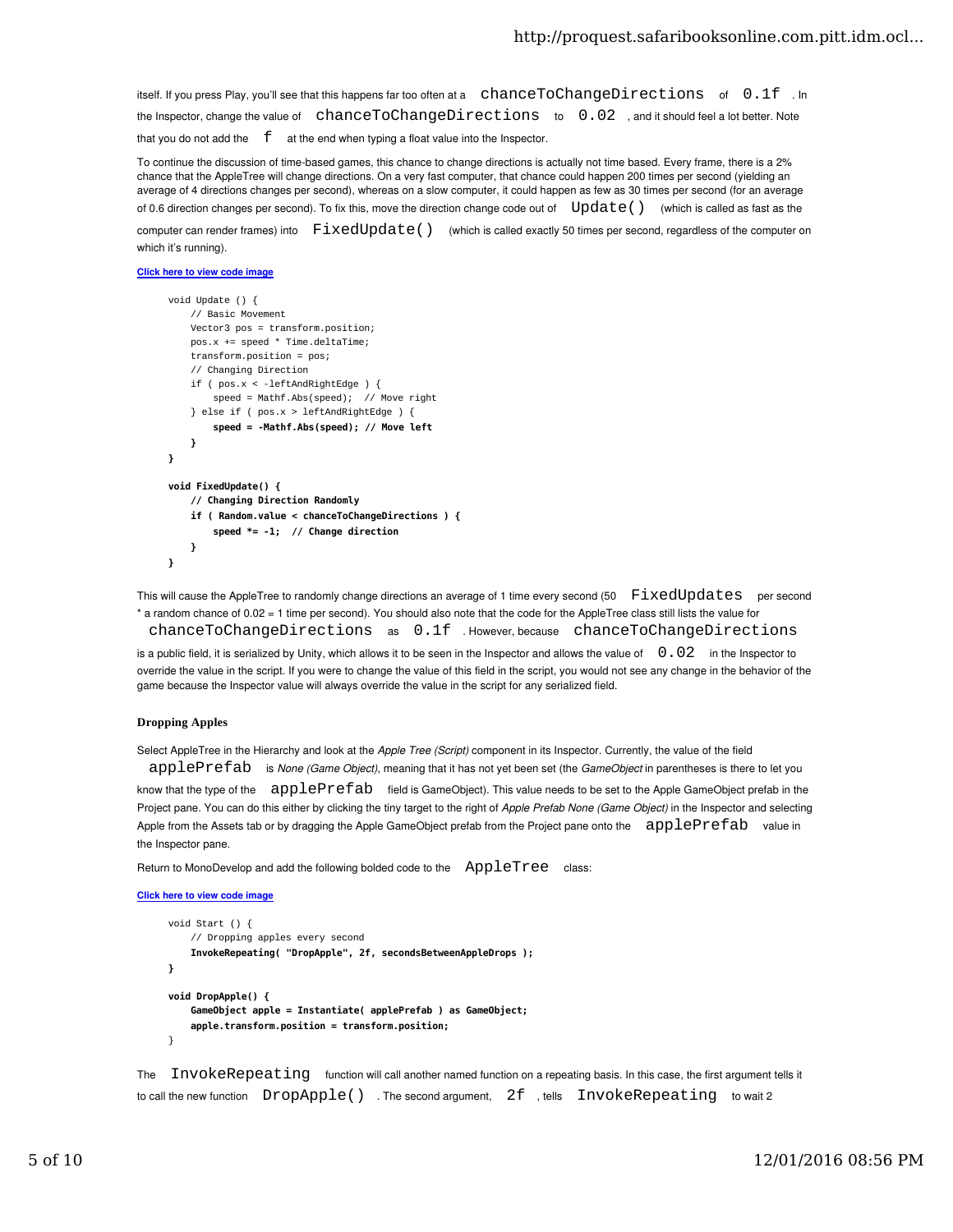itself. If you press Play, you'll see that this happens far too often at a `chanceToChangeDirections` of `0.1f`. In the Inspector, change the value of `chanceToChangeDirections` to `0.02`, and it should feel a lot better. Note that you do not add the `f` at the end when typing a float value into the Inspector.

To continue the discussion of time-based games, this chance to change directions is actually not time based. Every frame, there is a 2% chance that the AppleTree will change directions. On a very fast computer, that chance could happen 200 times per second (yielding an average of 4 directions changes per second), whereas on a slow computer, it could happen as few as 30 times per second (for an average of 0.6 direction changes per second). To fix this, move the direction change code out of `Update()` (which is called as fast as the computer can render frames) into `FixedUpdate()` (which is called exactly 50 times per second, regardless of the computer on which it's running).

Click here to view code image

```
void Update () {
    // Basic Movement
    Vector3 pos = transform.position;
    pos.x += speed * Time.deltaTime;
    transform.position = pos;
    // Changing Direction
    if ( pos.x < -leftAndRightEdge ) {
        speed = Mathf.Abs(speed);  // Move right
    } else if ( pos.x > leftAndRightEdge ) {
        speed = -Mathf.Abs(speed); // Move left
    }
}

void FixedUpdate() {
    // Changing Direction Randomly
    if ( Random.value < chanceToChangeDirections ) {
        speed *= -1;  // Change direction
    }
}
```

This will cause the AppleTree to randomly change directions an average of 1 time every second (50 `FixedUpdates` per second * a random chance of 0.02 = 1 time per second). You should also note that the code for the AppleTree class still lists the value for `chanceToChangeDirections` as `0.1f`. However, because `chanceToChangeDirections` is a public field, it is serialized by Unity, which allows it to be seen in the Inspector and allows the value of `0.02` in the Inspector to override the value in the script. If you were to change the value of this field in the script, you would not see any change in the behavior of the game because the Inspector value will always override the value in the script for any serialized field.

### Dropping Apples

Select AppleTree in the Hierarchy and look at the *Apple Tree (Script)* component in its Inspector. Currently, the value of the field `applePrefab` is *None (Game Object)*, meaning that it has not yet been set (the *GameObject* in parentheses is there to let you know that the type of the `applePrefab` field is GameObject). This value needs to be set to the Apple GameObject prefab in the Project pane. You can do this either by clicking the tiny target to the right of *Apple Prefab None (Game Object)* in the Inspector and selecting Apple from the Assets tab or by dragging the Apple GameObject prefab from the Project pane onto the `applePrefab` value in the Inspector pane.

Return to MonoDevelop and add the following bolded code to the `AppleTree` class:

Click here to view code image

```
void Start () {
    // Dropping apples every second
    InvokeRepeating( "DropApple", 2f, secondsBetweenAppleDrops );
}

void DropApple() {
    GameObject apple = Instantiate( applePrefab ) as GameObject;
    apple.transform.position = transform.position;
}
```

The `InvokeRepeating` function will call another named function on a repeating basis. In this case, the first argument tells it to call the new function `DropApple()`. The second argument, `2f`, tells `InvokeRepeating` to wait 2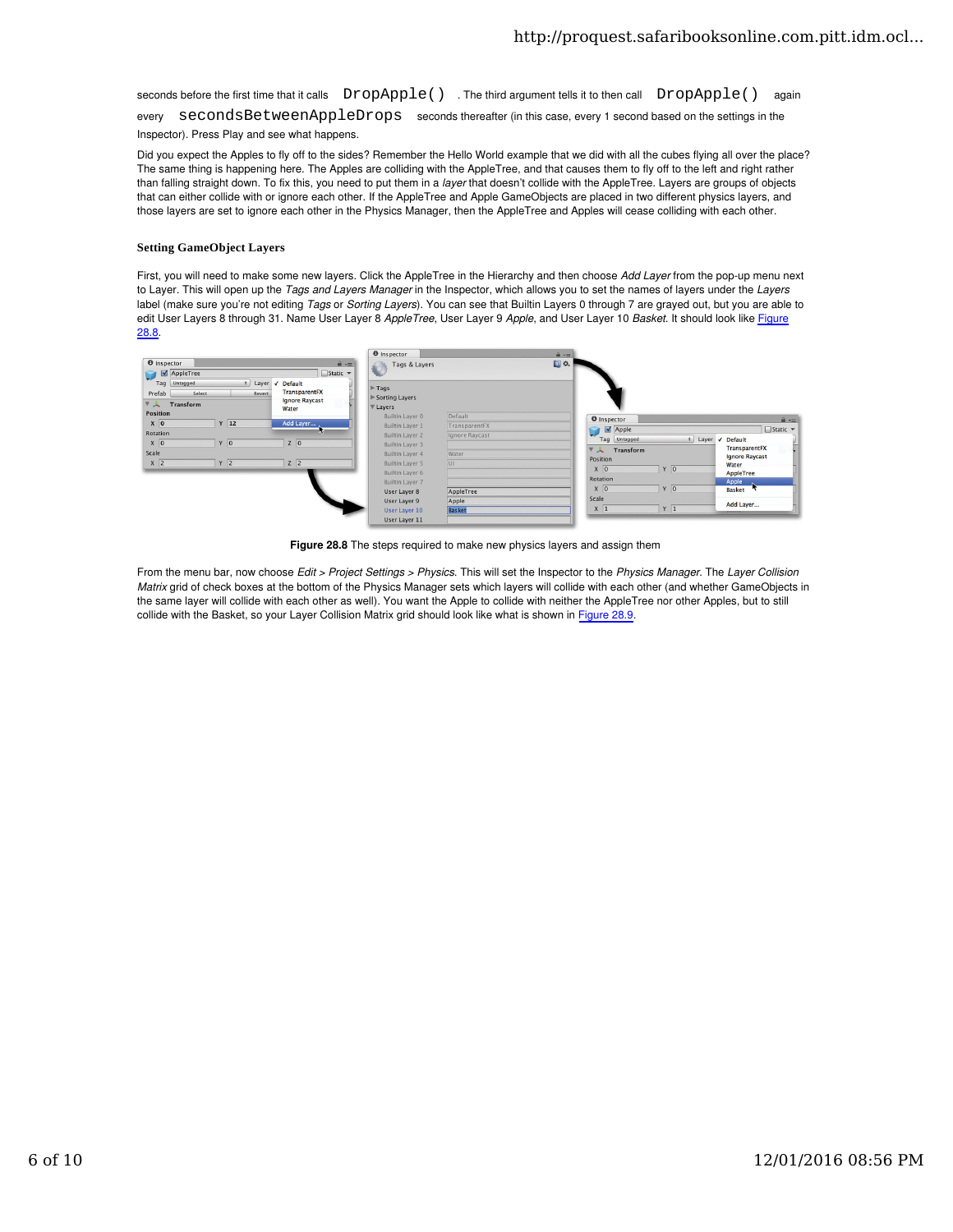seconds before the first time that it calls `DropApple()`. The third argument tells it to then call `DropApple()` again every `secondsBetweenAppleDrops` seconds thereafter (in this case, every 1 second based on the settings in the Inspector). Press Play and see what happens.

Did you expect the Apples to fly off to the sides? Remember the Hello World example that we did with all the cubes flying all over the place? The same thing is happening here. The Apples are colliding with the AppleTree, and that causes them to fly off to the left and right rather than falling straight down. To fix this, you need to put them in a *layer* that doesn't collide with the AppleTree. Layers are groups of objects that can either collide with or ignore each other. If the AppleTree and Apple GameObjects are placed in two different physics layers, and those layers are set to ignore each other in the Physics Manager, then the AppleTree and Apples will cease colliding with each other.

### Setting GameObject Layers

First, you will need to make some new layers. Click the AppleTree in the Hierarchy and then choose *Add Layer* from the pop-up menu next to Layer. This will open up the *Tags and Layers Manager* in the Inspector, which allows you to set the names of layers under the *Layers* label (make sure you're not editing *Tags* or *Sorting Layers*). You can see that Builtin Layers 0 through 7 are grayed out, but you are able to edit User Layers 8 through 31. Name User Layer 8 *AppleTree*, User Layer 9 *Apple*, and User Layer 10 *Basket*. It should look like Figure 28.8.

**Figure 28.8** The steps required to make new physics layers and assign them

From the menu bar, now choose *Edit > Project Settings > Physics*. This will set the Inspector to the *Physics Manager*. The *Layer Collision Matrix* grid of check boxes at the bottom of the Physics Manager sets which layers will collide with each other (and whether GameObjects in the same layer will collide with each other as well). You want the Apple to collide with neither the AppleTree nor other Apples, but to still collide with the Basket, so your Layer Collision Matrix grid should look like what is shown in Figure 28.9.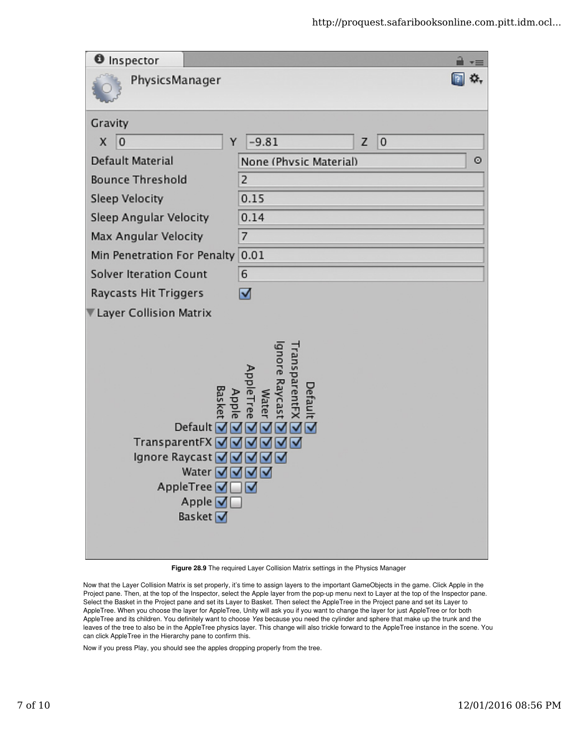**Figure 28.9** The required Layer Collision Matrix settings in the Physics Manager

Now that the Layer Collision Matrix is set properly, it's time to assign layers to the important GameObjects in the game. Click Apple in the Project pane. Then, at the top of the Inspector, select the Apple layer from the pop-up menu next to Layer at the top of the Inspector pane. Select the Basket in the Project pane and set its Layer to Basket. Then select the AppleTree in the Project pane and set its Layer to AppleTree. When you choose the layer for AppleTree, Unity will ask you if you want to change the layer for just AppleTree or for both AppleTree and its children. You definitely want to choose *Yes* because you need the cylinder and sphere that make up the trunk and the leaves of the tree to also be in the AppleTree physics layer. This change will also trickle forward to the AppleTree instance in the scene. You can click AppleTree in the Hierarchy pane to confirm this.

Now if you press Play, you should see the apples dropping properly from the tree.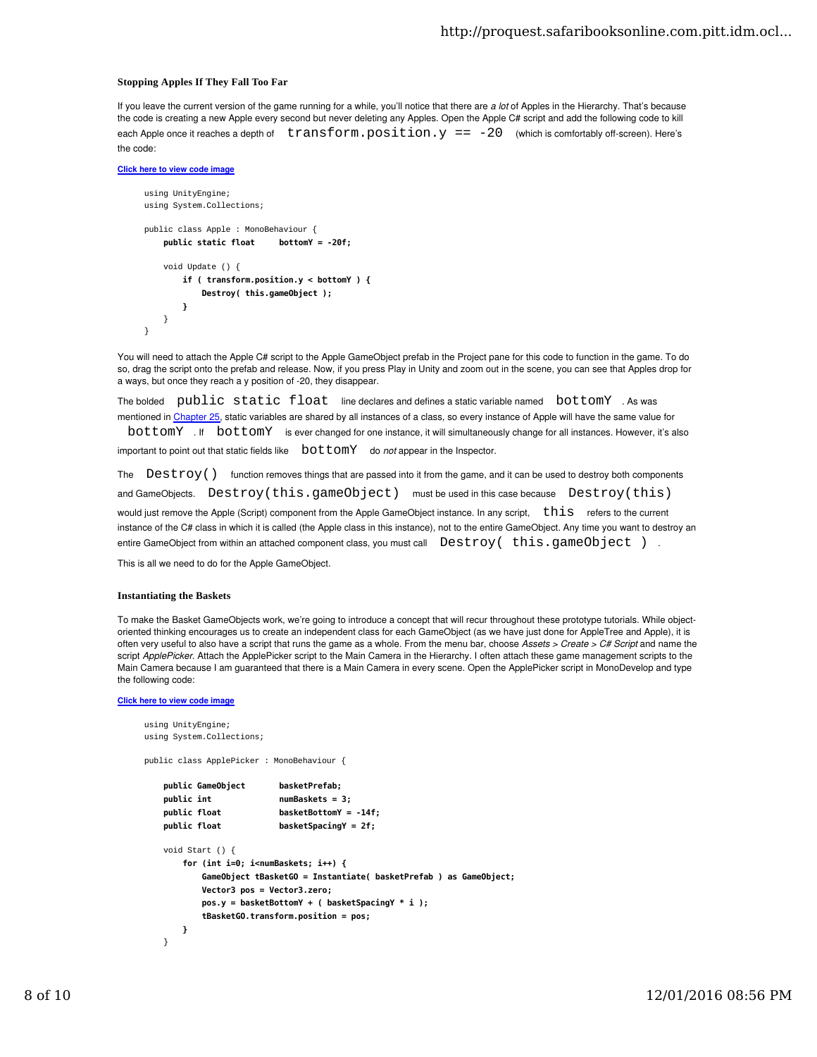### Stopping Apples If They Fall Too Far

If you leave the current version of the game running for a while, you'll notice that there are *a lot* of Apples in the Hierarchy. That's because the code is creating a new Apple every second but never deleting any Apples. Open the Apple C# script and add the following code to kill each Apple once it reaches a depth of `transform.position.y == -20` (which is comfortably off-screen). Here's the code:

Click here to view code image

```
using UnityEngine;
using System.Collections;

public class Apple : MonoBehaviour {
    public static float     bottomY = -20f;

    void Update () {
        if ( transform.position.y < bottomY ) {
            Destroy( this.gameObject );
        }
    }
}
```

You will need to attach the Apple C# script to the Apple GameObject prefab in the Project pane for this code to function in the game. To do so, drag the script onto the prefab and release. Now, if you press Play in Unity and zoom out in the scene, you can see that Apples drop for a ways, but once they reach a y position of -20, they disappear.

The bolded `public static float` line declares and defines a static variable named `bottomY`. As was mentioned in Chapter 25, static variables are shared by all instances of a class, so every instance of Apple will have the same value for `bottomY`. If `bottomY` is ever changed for one instance, it will simultaneously change for all instances. However, it's also important to point out that static fields like `bottomY` do *not* appear in the Inspector.

The `Destroy()` function removes things that are passed into it from the game, and it can be used to destroy both components and GameObjects. `Destroy(this.gameObject)` must be used in this case because `Destroy(this)` would just remove the Apple (Script) component from the Apple GameObject instance. In any script, `this` refers to the current instance of the C# class in which it is called (the Apple class in this instance), not to the entire GameObject. Any time you want to destroy an entire GameObject from within an attached component class, you must call `Destroy( this.gameObject )`.

This is all we need to do for the Apple GameObject.

### Instantiating the Baskets

To make the Basket GameObjects work, we're going to introduce a concept that will recur throughout these prototype tutorials. While object-oriented thinking encourages us to create an independent class for each GameObject (as we have just done for AppleTree and Apple), it is often very useful to also have a script that runs the game as a whole. From the menu bar, choose *Assets > Create > C# Script* and name the script *ApplePicker*. Attach the ApplePicker script to the Main Camera in the Hierarchy. I often attach these game management scripts to the Main Camera because I am guaranteed that there is a Main Camera in every scene. Open the ApplePicker script in MonoDevelop and type the following code:

Click here to view code image

```
using UnityEngine;
using System.Collections;

public class ApplePicker : MonoBehaviour {

    public GameObject       basketPrefab;
    public int              numBaskets = 3;
    public float            basketBottomY = -14f;
    public float            basketSpacingY = 2f;

    void Start () {
        for (int i=0; i<numBaskets; i++) {
            GameObject tBasketGO = Instantiate( basketPrefab ) as GameObject;
            Vector3 pos = Vector3.zero;
            pos.y = basketBottomY + ( basketSpacingY * i );
            tBasketGO.transform.position = pos;
        }
    }
```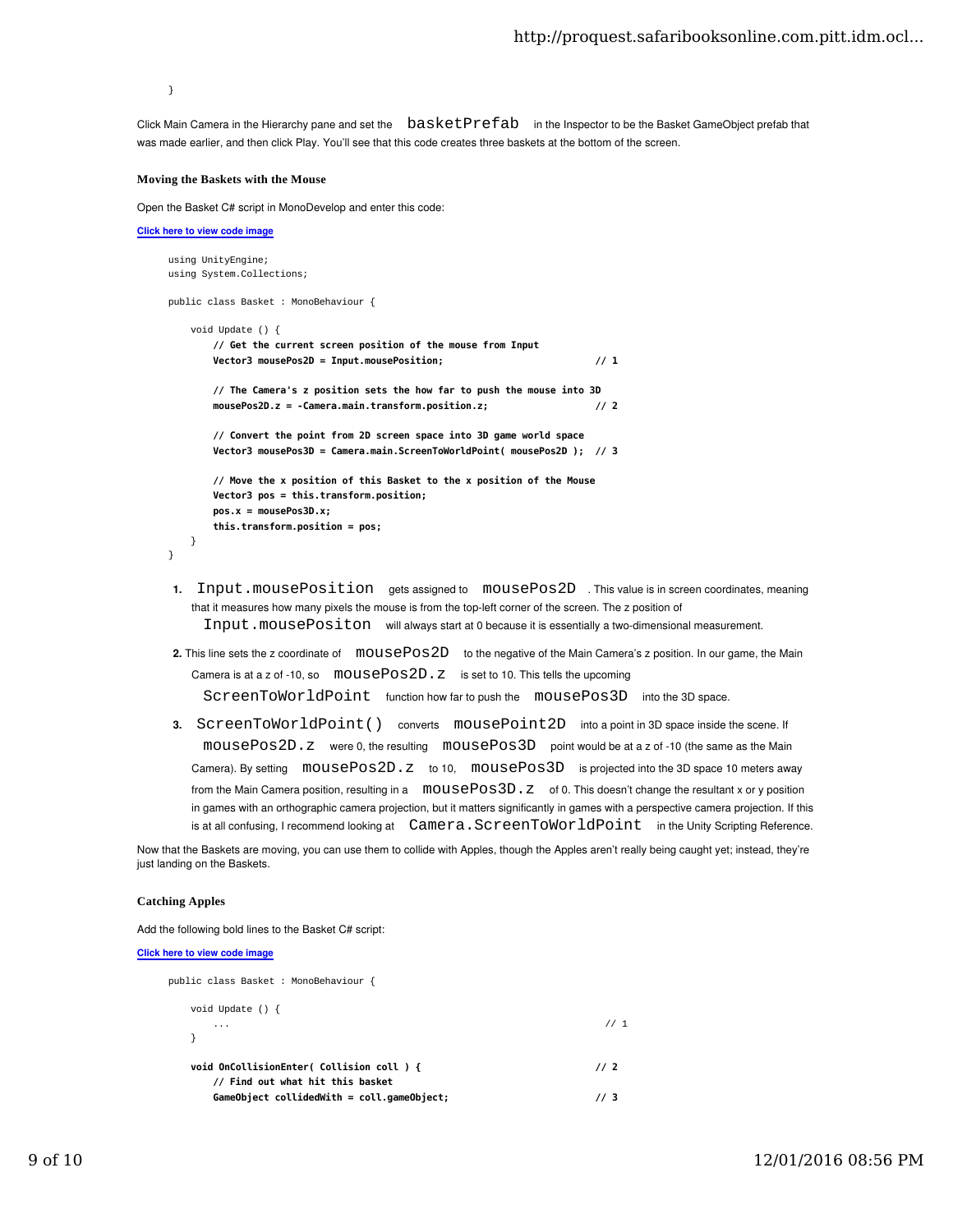```
}
```

Click Main Camera in the Hierarchy pane and set the `basketPrefab` in the Inspector to be the Basket GameObject prefab that was made earlier, and then click Play. You'll see that this code creates three baskets at the bottom of the screen.

#### Moving the Baskets with the Mouse

Open the Basket C# script in MonoDevelop and enter this code:

Click here to view code image

```
using UnityEngine;
using System.Collections;

public class Basket : MonoBehaviour {

    void Update () {
        // Get the current screen position of the mouse from Input
        Vector3 mousePos2D = Input.mousePosition;                       // 1

        // The Camera's z position sets the how far to push the mouse into 3D
        mousePos2D.z = -Camera.main.transform.position.z;               // 2

        // Convert the point from 2D screen space into 3D game world space
        Vector3 mousePos3D = Camera.main.ScreenToWorldPoint( mousePos2D );  // 3

        // Move the x position of this Basket to the x position of the Mouse
        Vector3 pos = this.transform.position;
        pos.x = mousePos3D.x;
        this.transform.position = pos;
    }
}
```

1. `Input.mousePosition` gets assigned to `mousePos2D`. This value is in screen coordinates, meaning that it measures how many pixels the mouse is from the top-left corner of the screen. The z position of `Input.mousePositon` will always start at 0 because it is essentially a two-dimensional measurement.
2. This line sets the z coordinate of `mousePos2D` to the negative of the Main Camera's z position. In our game, the Main Camera is at a z of -10, so `mousePos2D.z` is set to 10. This tells the upcoming `ScreenToWorldPoint` function how far to push the `mousePos3D` into the 3D space.
3. `ScreenToWorldPoint()` converts `mousePoint2D` into a point in 3D space inside the scene. If `mousePos2D.z` were 0, the resulting `mousePos3D` point would be at a z of -10 (the same as the Main Camera). By setting `mousePos2D.z` to 10, `mousePos3D` is projected into the 3D space 10 meters away from the Main Camera position, resulting in a `mousePos3D.z` of 0. This doesn't change the resultant x or y position in games with an orthographic camera projection, but it matters significantly in games with a perspective camera projection. If this is at all confusing, I recommend looking at `Camera.ScreenToWorldPoint` in the Unity Scripting Reference.

Now that the Baskets are moving, you can use them to collide with Apples, though the Apples aren't really being caught yet; instead, they're just landing on the Baskets.

#### Catching Apples

Add the following bold lines to the Basket C# script:

Click here to view code image

```
public class Basket : MonoBehaviour {

    void Update () {
        ...                                                             // 1
    }

    void OnCollisionEnter( Collision coll ) {                          // 2
        // Find out what hit this basket
        GameObject collidedWith = coll.gameObject;                     // 3
```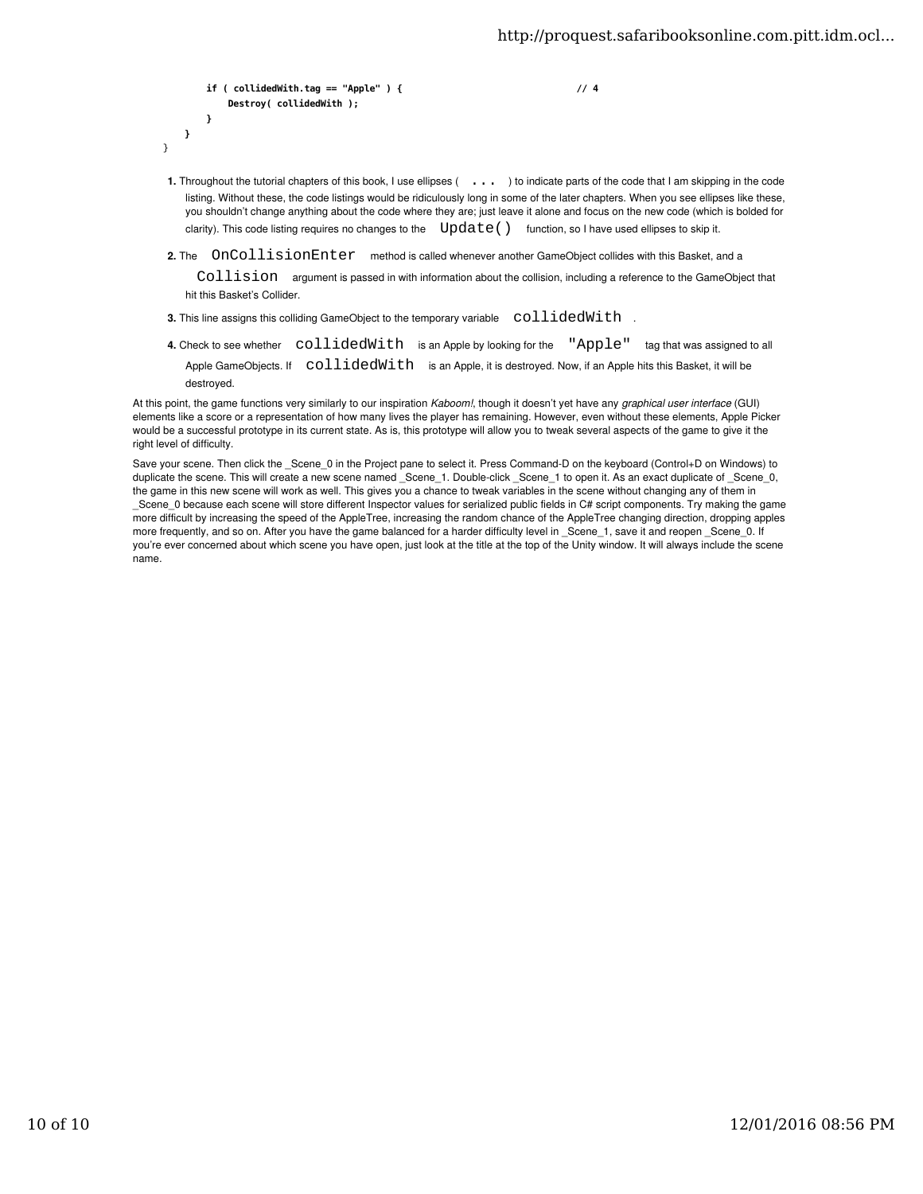```
        if ( collidedWith.tag == "Apple" ) {                          // 4
            Destroy( collidedWith );
        }
    }
}
```

1. Throughout the tutorial chapters of this book, I use ellipses ( `...` ) to indicate parts of the code that I am skipping in the code listing. Without these, the code listings would be ridiculously long in some of the later chapters. When you see ellipses like these, you shouldn't change anything about the code where they are; just leave it alone and focus on the new code (which is bolded for clarity). This code listing requires no changes to the `Update()` function, so I have used ellipses to skip it.
2. The `OnCollisionEnter` method is called whenever another GameObject collides with this Basket, and a `Collision` argument is passed in with information about the collision, including a reference to the GameObject that hit this Basket's Collider.
3. This line assigns this colliding GameObject to the temporary variable `collidedWith`.
4. Check to see whether `collidedWith` is an Apple by looking for the `"Apple"` tag that was assigned to all Apple GameObjects. If `collidedWith` is an Apple, it is destroyed. Now, if an Apple hits this Basket, it will be destroyed.

At this point, the game functions very similarly to our inspiration *Kaboom!*, though it doesn't yet have any *graphical user interface* (GUI) elements like a score or a representation of how many lives the player has remaining. However, even without these elements, Apple Picker would be a successful prototype in its current state. As is, this prototype will allow you to tweak several aspects of the game to give it the right level of difficulty.

Save your scene. Then click the _Scene_0 in the Project pane to select it. Press Command-D on the keyboard (Control+D on Windows) to duplicate the scene. This will create a new scene named _Scene_1. Double-click _Scene_1 to open it. As an exact duplicate of _Scene_0, the game in this new scene will work as well. This gives you a chance to tweak variables in the scene without changing any of them in _Scene_0 because each scene will store different Inspector values for serialized public fields in C# script components. Try making the game more difficult by increasing the speed of the AppleTree, increasing the random chance of the AppleTree changing direction, dropping apples more frequently, and so on. After you have the game balanced for a harder difficulty level in _Scene_1, save it and reopen _Scene_0. If you're ever concerned about which scene you have open, just look at the title at the top of the Unity window. It will always include the scene name.